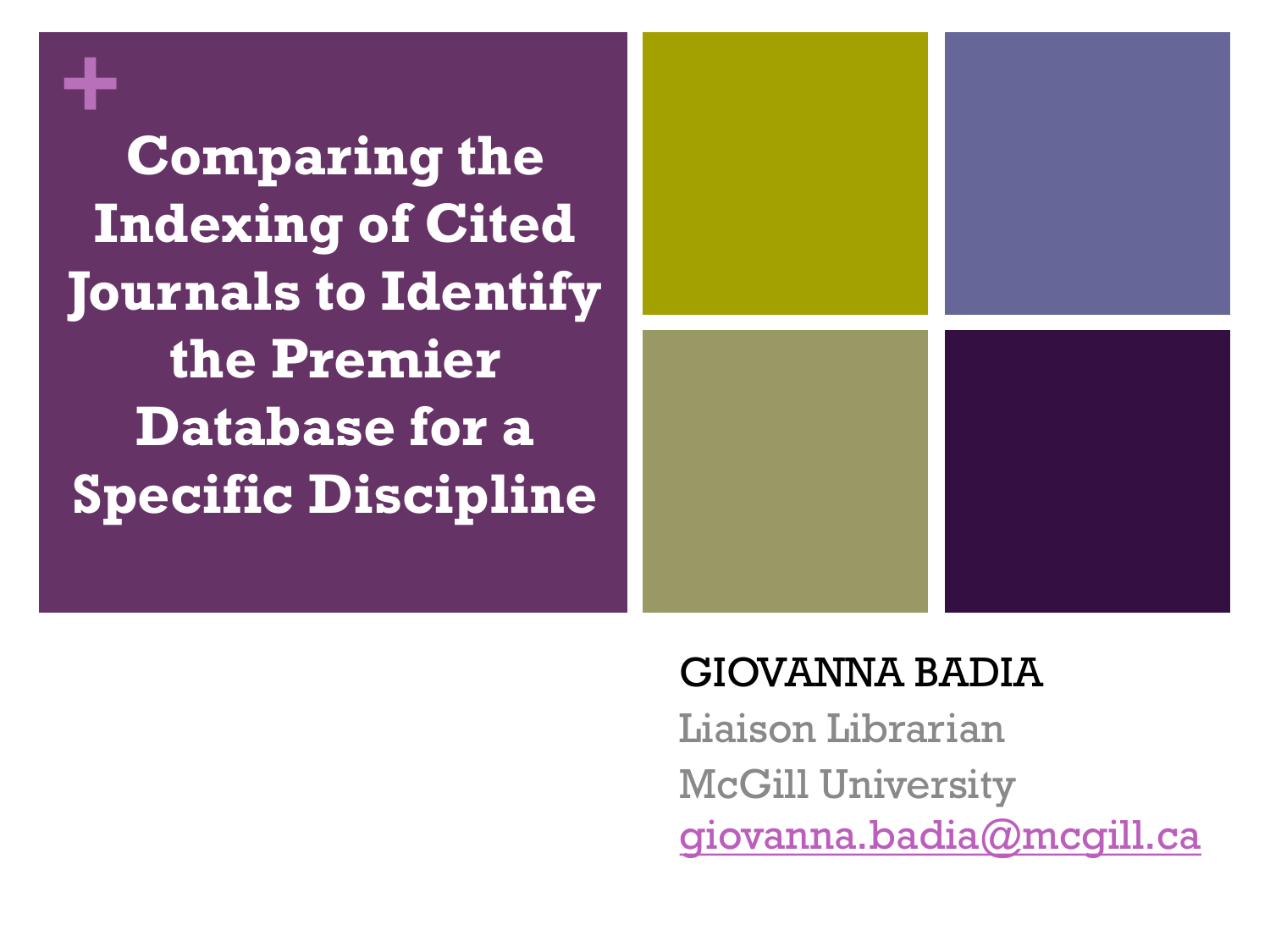# Comparing the Indexing of Cited Journals to Identify the Premier Database for a Specific Discipline

GIOVANNA BADIA

Liaison Librarian

McGill University

giovanna.badia@mcgill.ca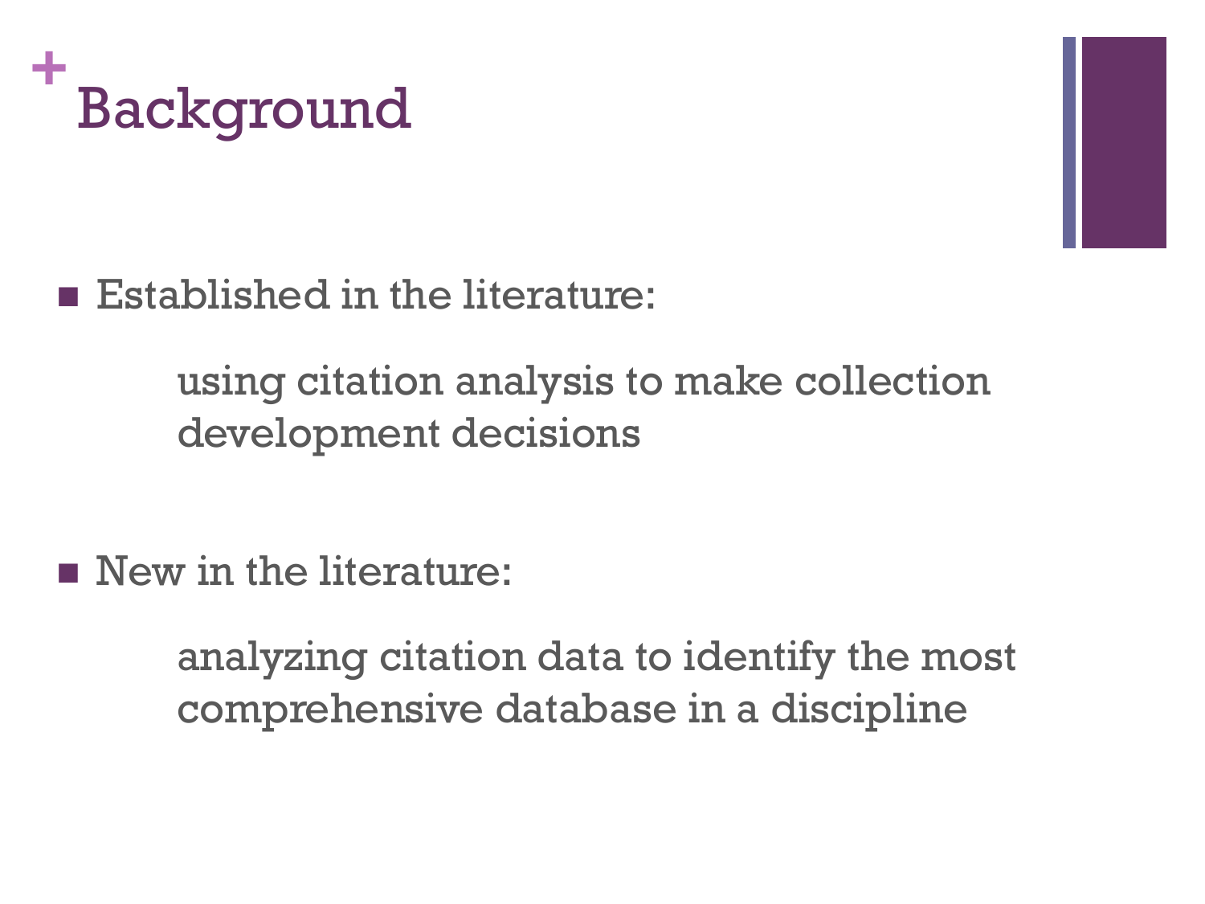# Background

- Established in the literature:

  using citation analysis to make collection development decisions

- New in the literature:

  analyzing citation data to identify the most comprehensive database in a discipline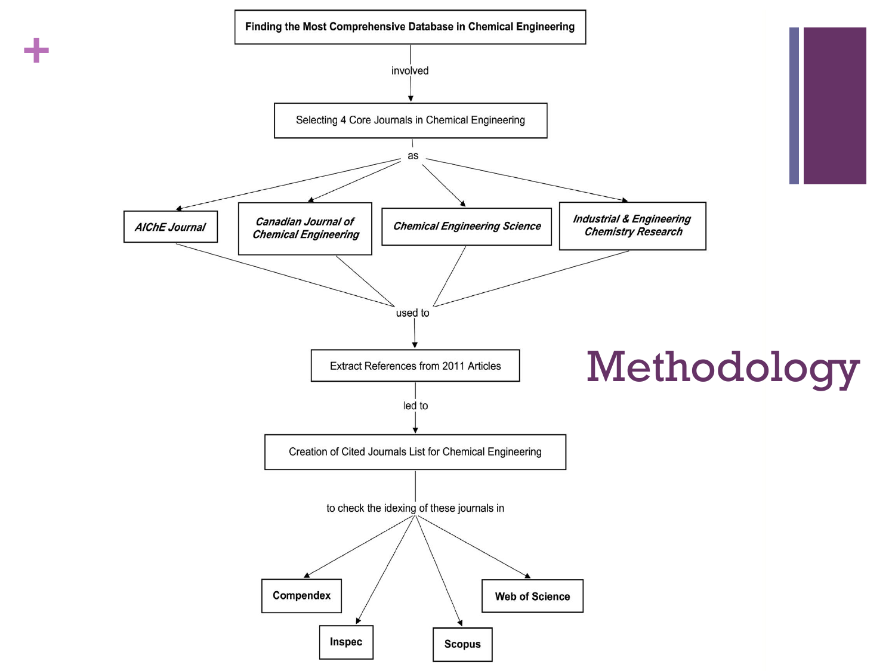# Methodology

**Finding the Most Comprehensive Database in Chemical Engineering**

involved

Selecting 4 Core Journals in Chemical Engineering

as

- ***AIChE Journal***
- ***Canadian Journal of Chemical Engineering***
- ***Chemical Engineering Science***
- ***Industrial & Engineering Chemistry Research***

used to

Extract References from 2011 Articles

led to

Creation of Cited Journals List for Chemical Engineering

to check the idexing of these journals in

- **Compendex**
- **Inspec**
- **Scopus**
- **Web of Science**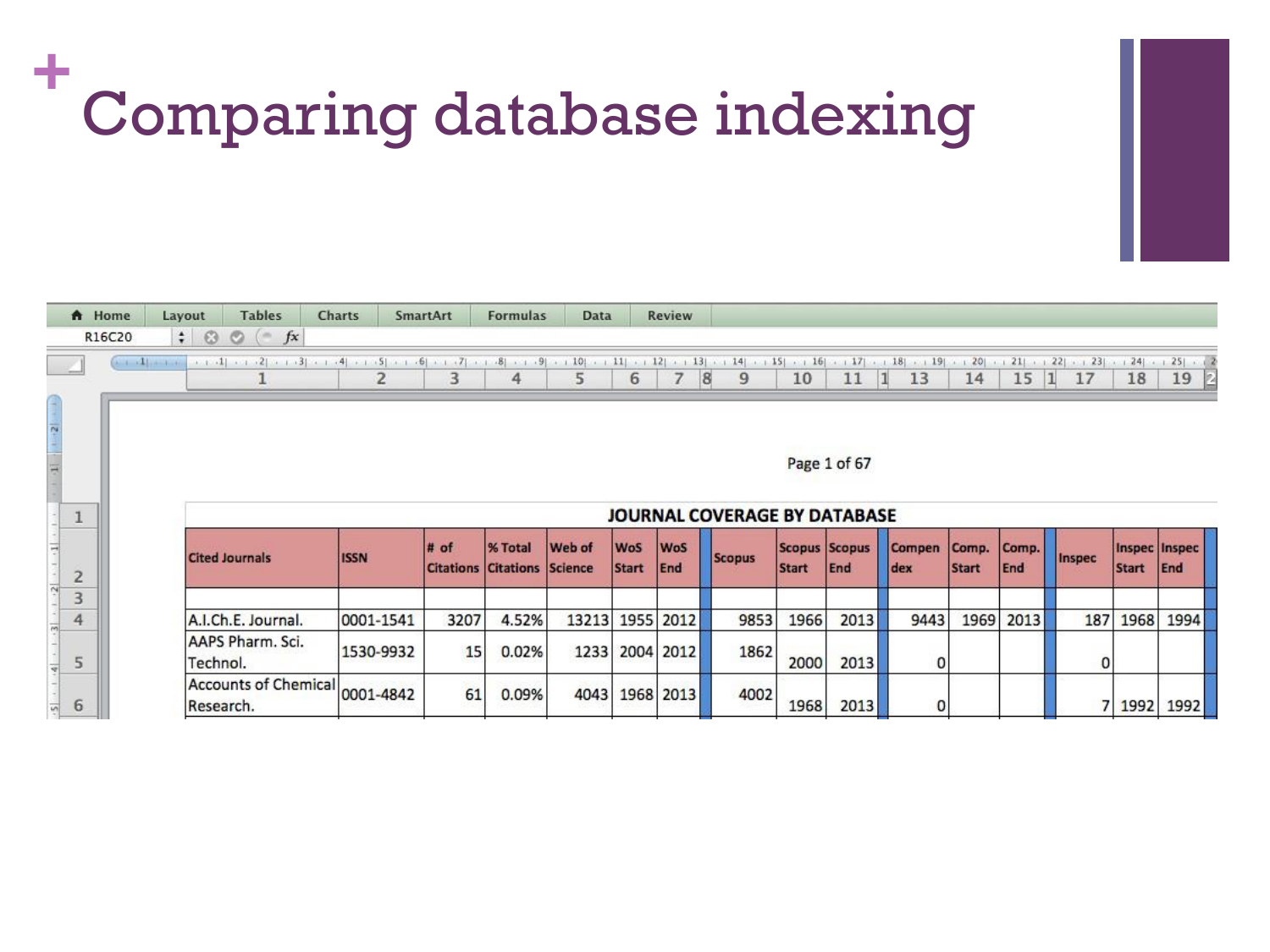# Comparing database indexing

Page 1 of 67

**JOURNAL COVERAGE BY DATABASE**

| Cited Journals | ISSN | # of Citations | % Total Citations | Web of Science | WoS Start | WoS End | Scopus | Scopus Start | Scopus End | Compendex | Comp. Start | Comp. End | Inspec | Inspec Start | Inspec End |
|---|---|---|---|---|---|---|---|---|---|---|---|---|---|---|---|
| A.I.Ch.E. Journal. | 0001-1541 | 3207 | 4.52% | 13213 | 1955 | 2012 | 9853 | 1966 | 2013 | 9443 | 1969 | 2013 | 187 | 1968 | 1994 |
| AAPS Pharm. Sci. Technol. | 1530-9932 | 15 | 0.02% | 1233 | 2004 | 2012 | 1862 | 2000 | 2013 | 0 | | | 0 | | |
| Accounts of Chemical Research. | 0001-4842 | 61 | 0.09% | 4043 | 1968 | 2013 | 4002 | 1968 | 2013 | 0 | | | 7 | 1992 | 1992 |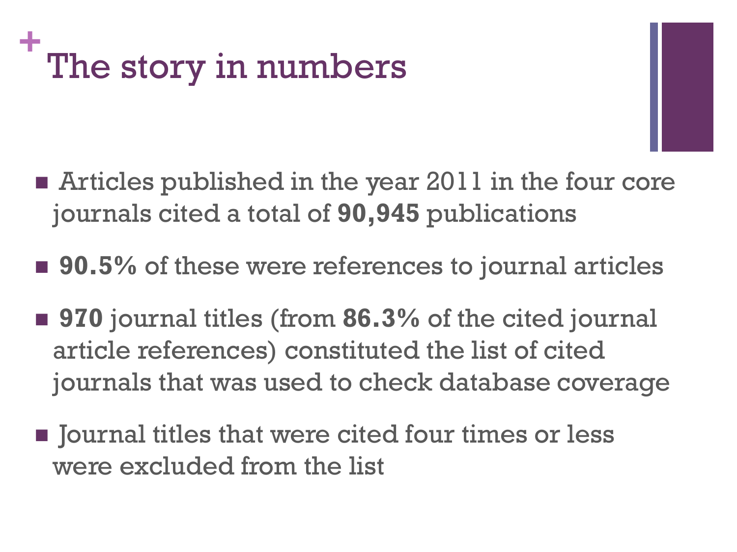# The story in numbers

- Articles published in the year 2011 in the four core journals cited a total of **90,945** publications
- **90.5%** of these were references to journal articles
- **970** journal titles (from **86.3%** of the cited journal article references) constituted the list of cited journals that was used to check database coverage
- Journal titles that were cited four times or less were excluded from the list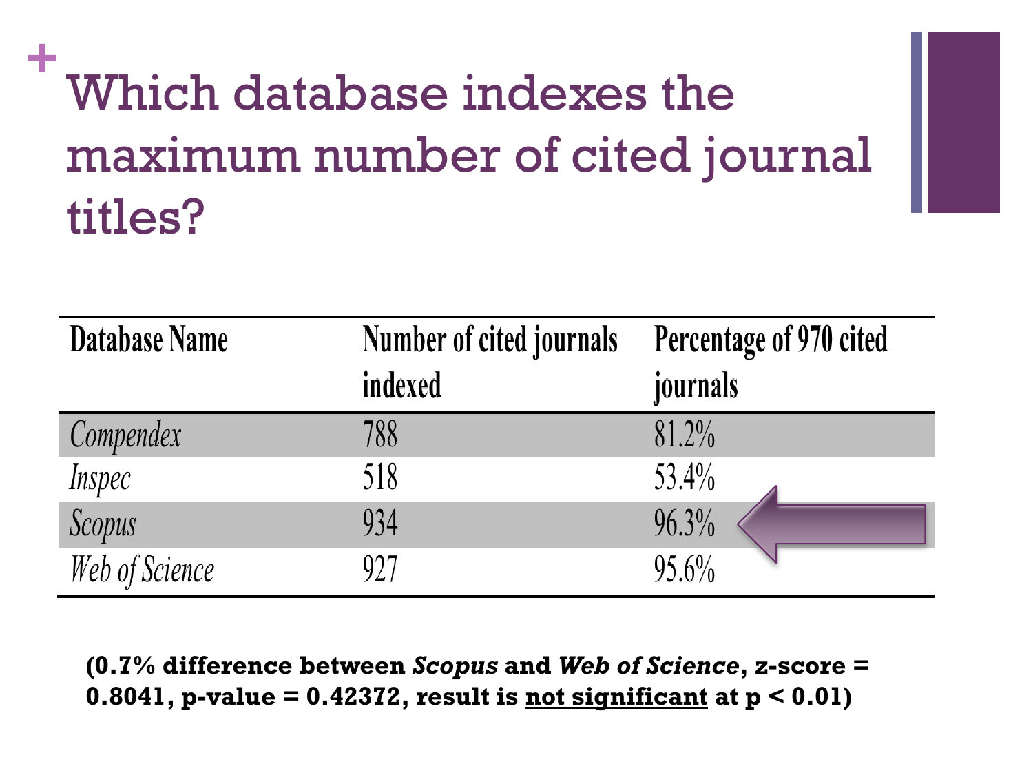# Which database indexes the maximum number of cited journal titles?

| Database Name | Number of cited journals indexed | Percentage of 970 cited journals |
|---|---|---|
| *Compendex* | 788 | 81.2% |
| *Inspec* | 518 | 53.4% |
| *Scopus* | 934 | 96.3% |
| *Web of Science* | 927 | 95.6% |

**(0.7% difference between *Scopus* and *Web of Science*, z-score = 0.8041, p-value = 0.42372, result is not significant at $p < 0.01$)**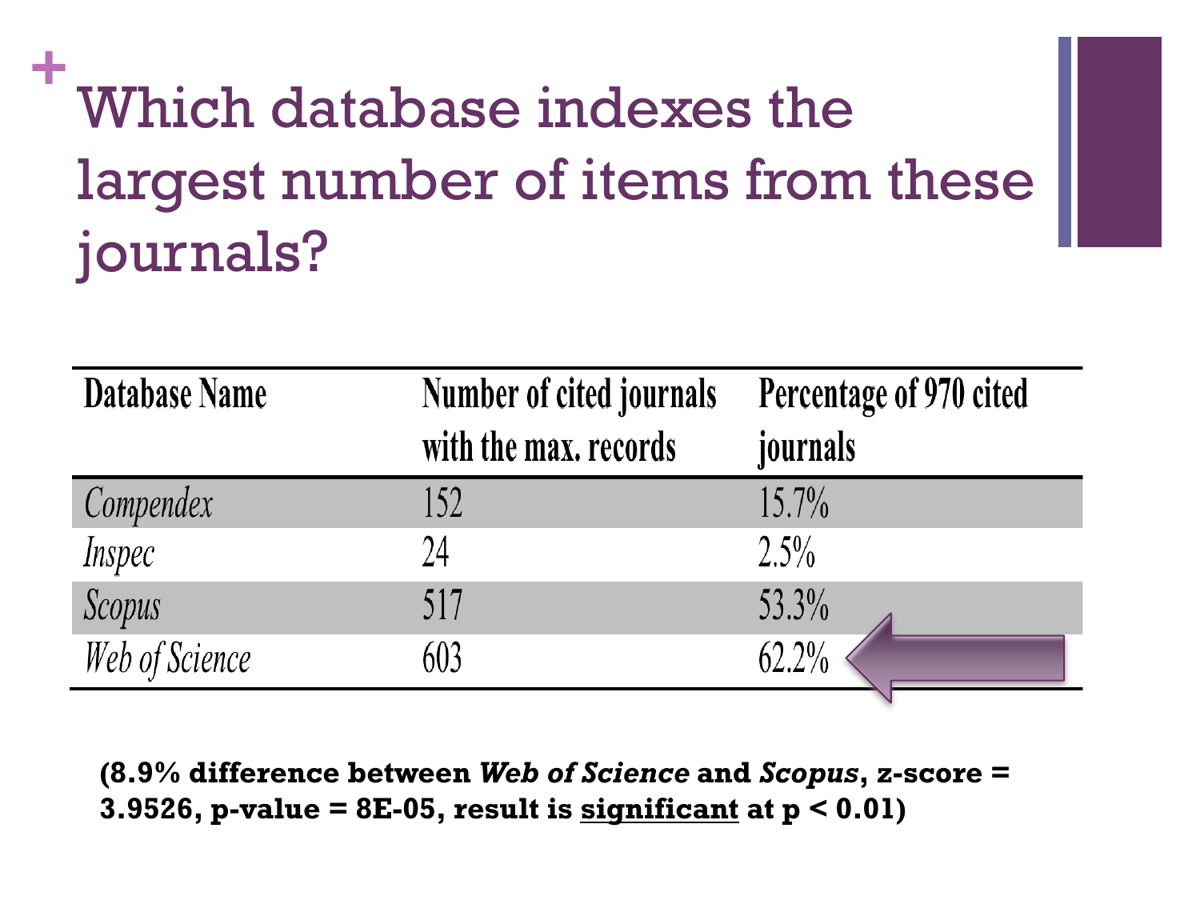# Which database indexes the largest number of items from these journals?

| Database Name | Number of cited journals with the max. records | Percentage of 970 cited journals |
|---|---|---|
| *Compendex* | 152 | 15.7% |
| *Inspec* | 24 | 2.5% |
| *Scopus* | 517 | 53.3% |
| *Web of Science* | 603 | 62.2% |

**(8.9% difference between *Web of Science* and *Scopus*, z-score = 3.9526, p-value = 8E-05, result is <u>significant</u> at $p < 0.01$)**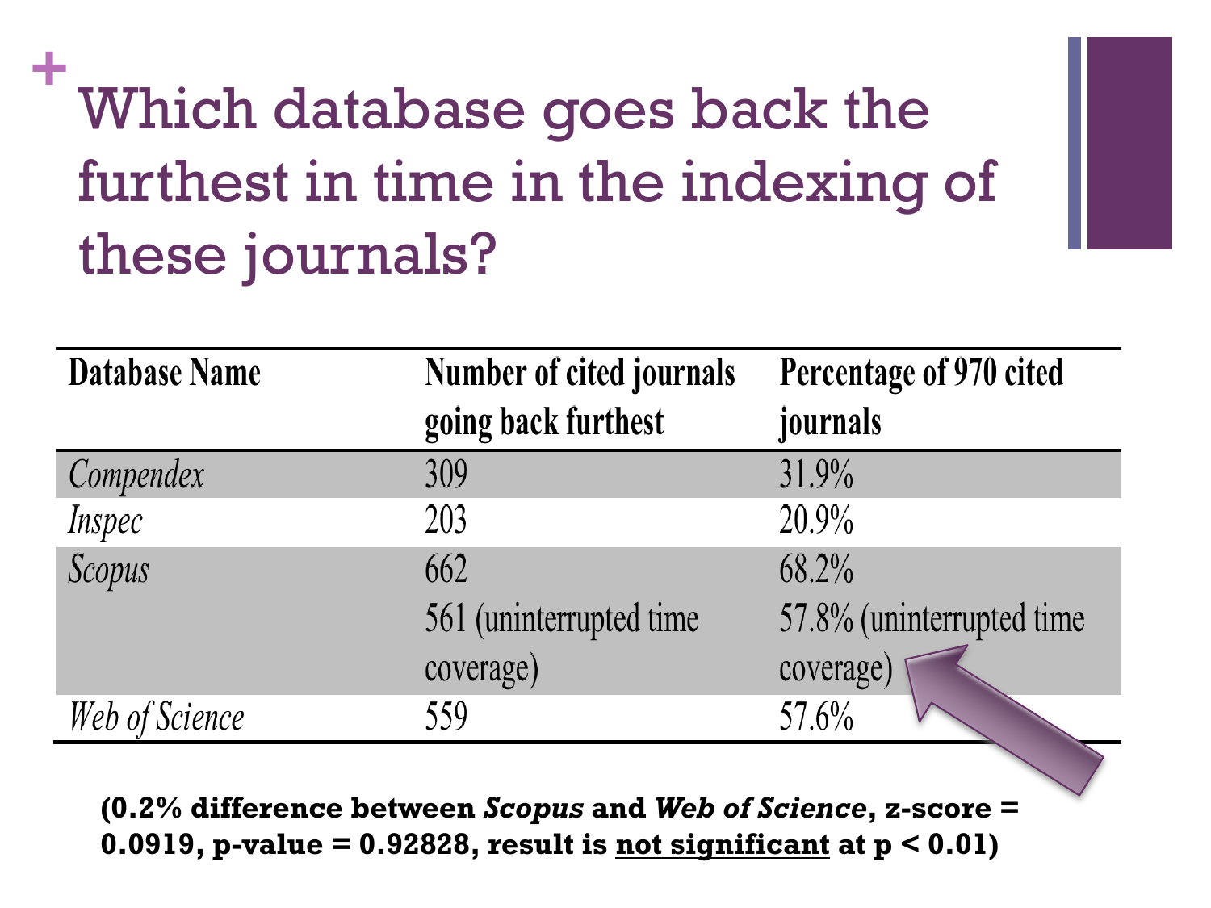# Which database goes back the furthest in time in the indexing of these journals?

| Database Name | Number of cited journals going back furthest | Percentage of 970 cited journals |
| --- | --- | --- |
| *Compendex* | 309 | 31.9% |
| *Inspec* | 203 | 20.9% |
| *Scopus* | 662<br>561 (uninterrupted time coverage) | 68.2%<br>57.8% (uninterrupted time coverage) |
| *Web of Science* | 559 | 57.6% |

**(0.2% difference between *Scopus* and *Web of Science*, z-score = 0.0919, p-value = 0.92828, result is <u>not significant</u> at $p < 0.01$)**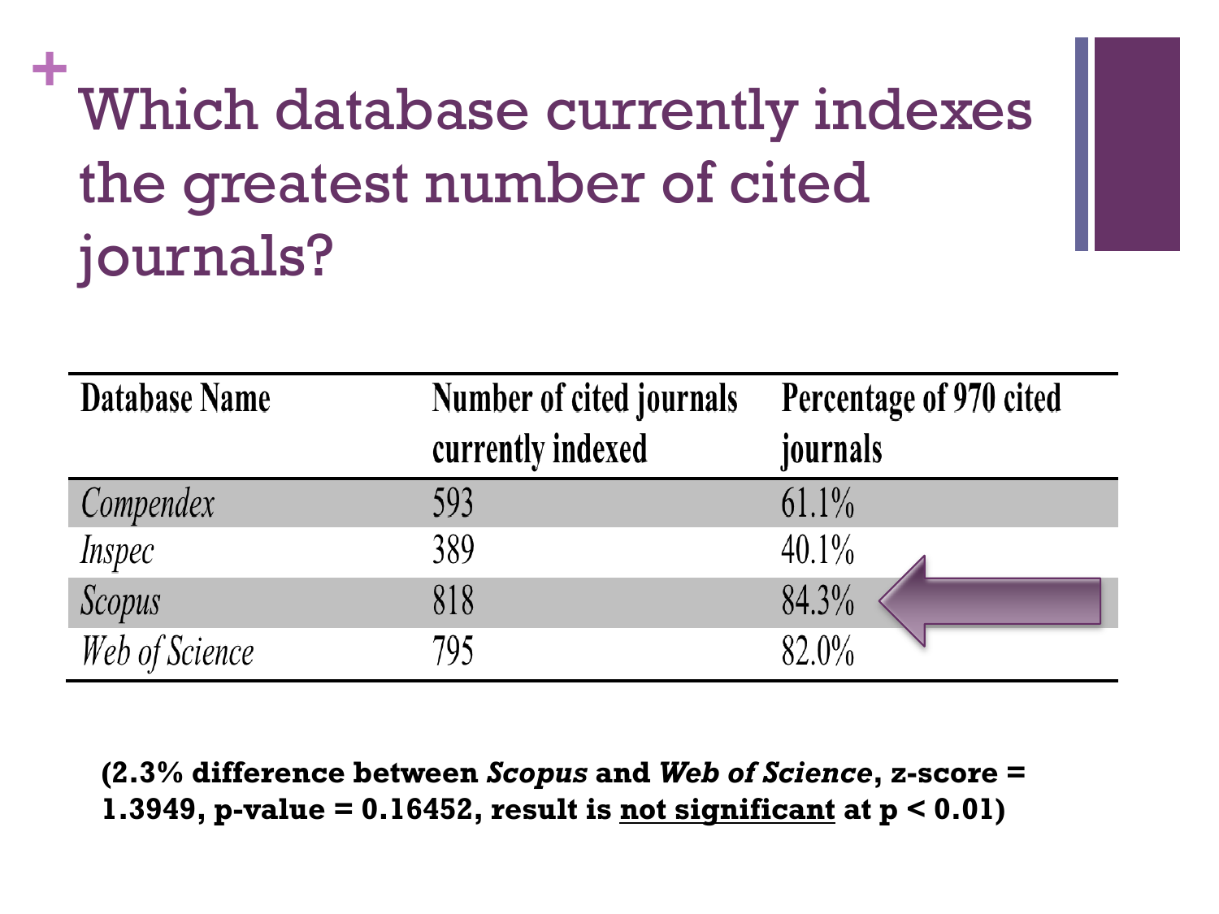# Which database currently indexes the greatest number of cited journals?

| Database Name | Number of cited journals currently indexed | Percentage of 970 cited journals |
|---|---|---|
| *Compendex* | 593 | 61.1% |
| *Inspec* | 389 | 40.1% |
| *Scopus* | 818 | 84.3% |
| *Web of Science* | 795 | 82.0% |

**(2.3% difference between *Scopus* and *Web of Science*, z-score = 1.3949, p-value = 0.16452, result is <u>not significant</u> at $p < 0.01$)**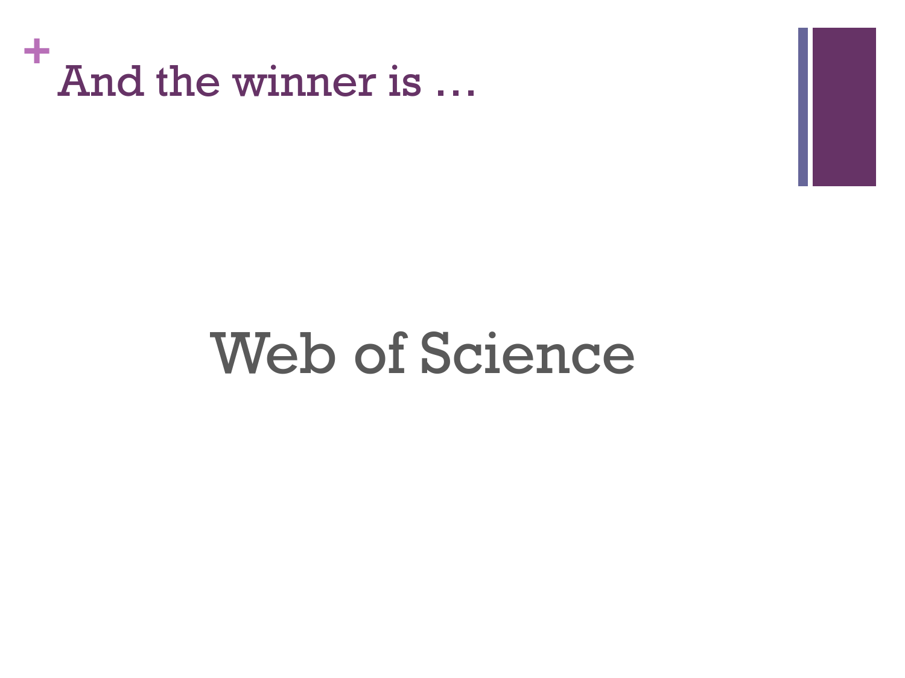# And the winner is …

Web of Science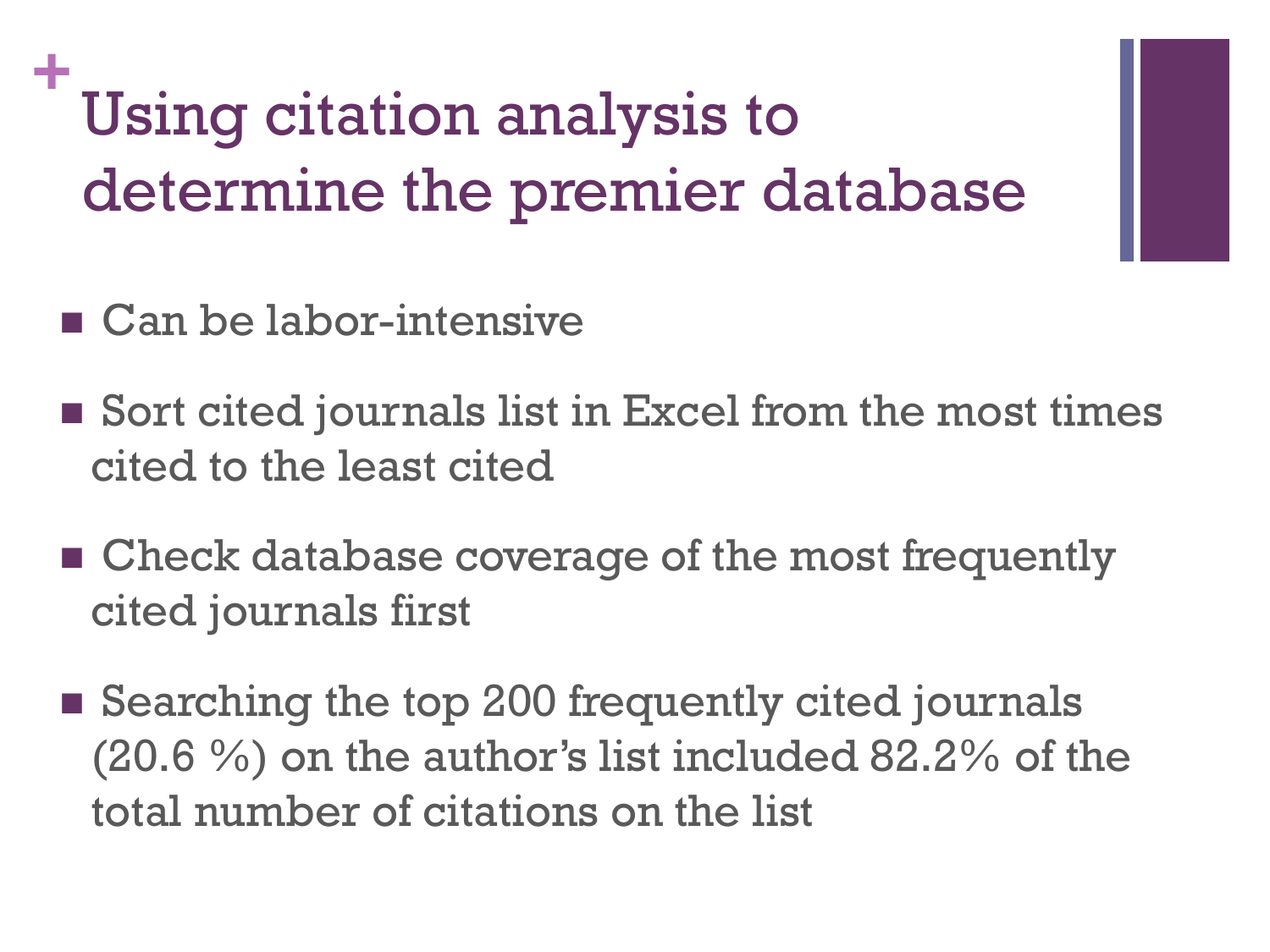# Using citation analysis to determine the premier database

- Can be labor-intensive
- Sort cited journals list in Excel from the most times cited to the least cited
- Check database coverage of the most frequently cited journals first
- Searching the top 200 frequently cited journals (20.6 %) on the author's list included 82.2% of the total number of citations on the list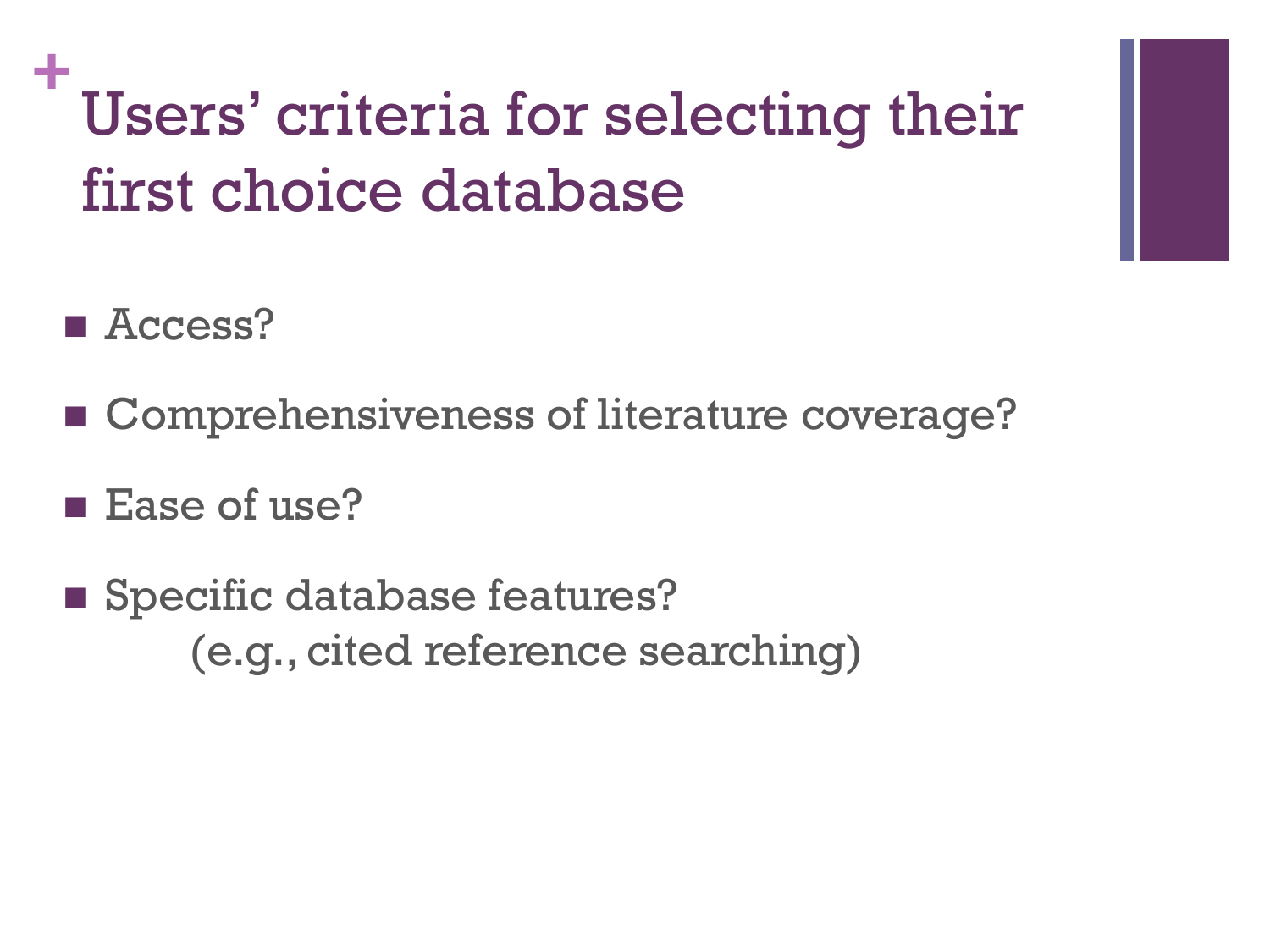# Users' criteria for selecting their first choice database

- Access?
- Comprehensiveness of literature coverage?
- Ease of use?
- Specific database features?
  (e.g., cited reference searching)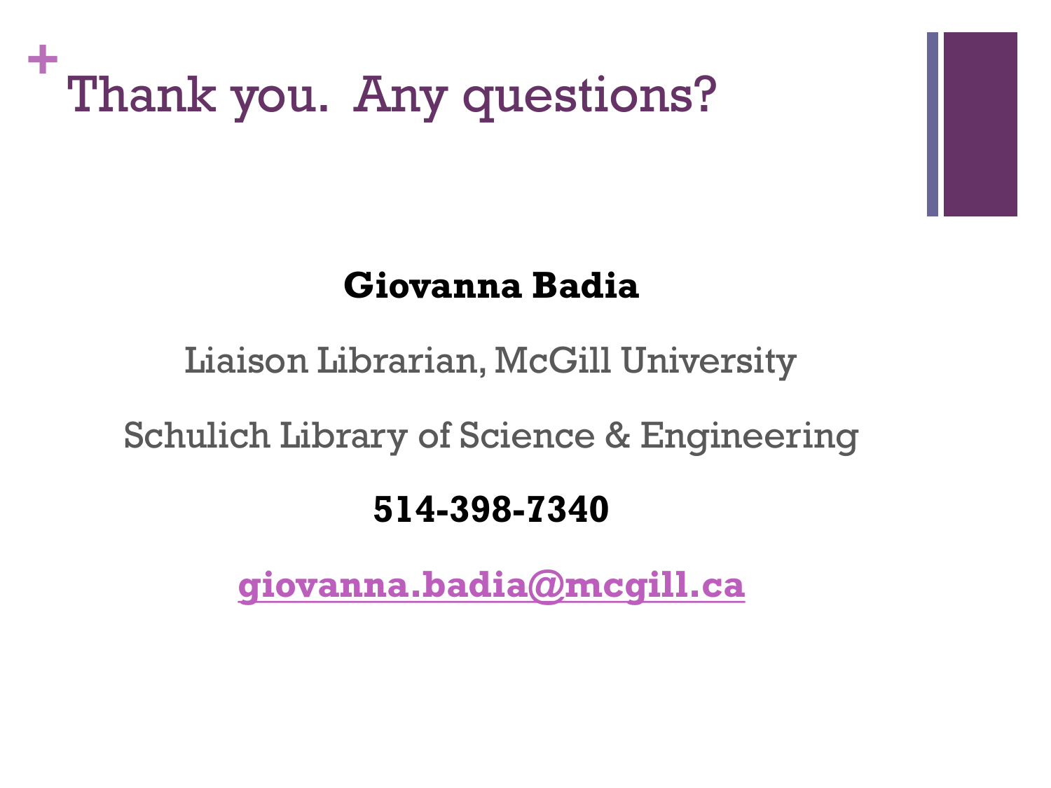# Thank you. Any questions?

**Giovanna Badia**

Liaison Librarian, McGill University

Schulich Library of Science & Engineering

**514-398-7340**

**giovanna.badia@mcgill.ca**